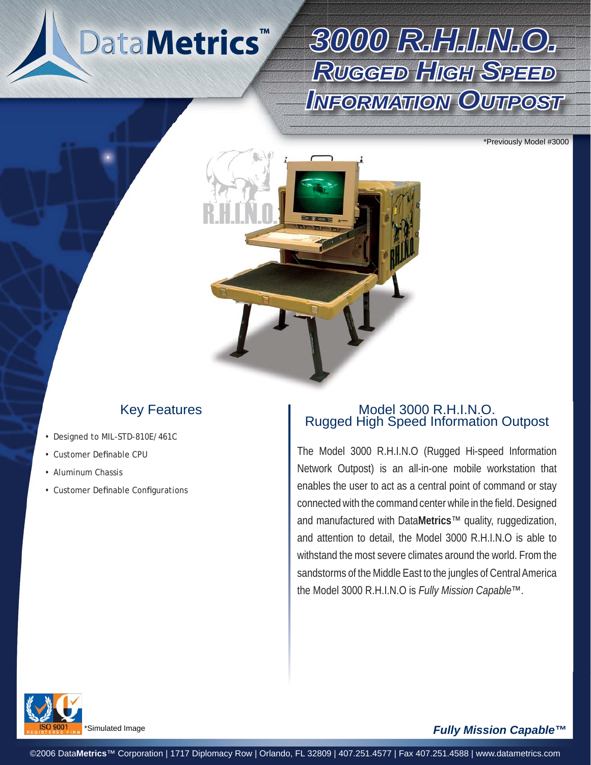DataMetrics™

# 3000 R.H.I.N.O.
## Rugged High Speed Information Outpost

*Previously Model #3000

R.H.I.N.O.

## Key Features

- Designed to MIL-STD-810E/461C
- Customer Definable CPU
- Aluminum Chassis
- Customer Definable Configurations

## Model 3000 R.H.I.N.O. Rugged High Speed Information Outpost

The Model 3000 R.H.I.N.O (Rugged Hi-speed Information Network Outpost) is an all-in-one mobile workstation that enables the user to act as a central point of command or stay connected with the command center while in the field. Designed and manufactured with Data**Metrics**™ quality, ruggedization, and attention to detail, the Model 3000 R.H.I.N.O is able to withstand the most severe climates around the world. From the sandstorms of the Middle East to the jungles of Central America the Model 3000 R.H.I.N.O is *Fully Mission Capable*™.

ISO 9001 REGISTERED FIRM

*Simulated Image

***Fully Mission Capable™***

©2006 Data**Metrics**™ Corporation | 1717 Diplomacy Row | Orlando, FL 32809 | 407.251.4577 | Fax 407.251.4588 | www.datametrics.com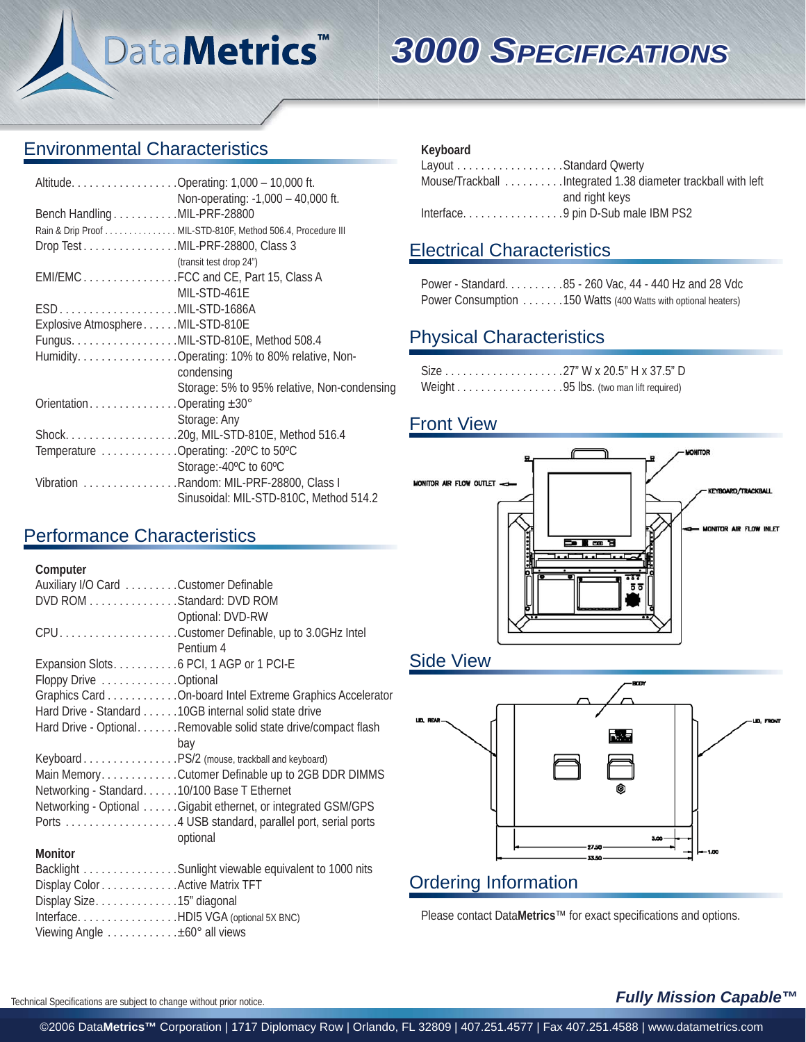# DataMetrics™ 3000 Specifications

## Environmental Characteristics

| | |
|---|---|
| Altitude | Operating: 1,000 – 10,000 ft.<br>Non-operating: -1,000 – 40,000 ft. |
| Bench Handling | MIL-PRF-28800 |
| Rain & Drip Proof | MIL-STD-810F, Method 506.4, Procedure III |
| Drop Test | MIL-PRF-28800, Class 3<br>(transit test drop 24") |
| EMI/EMC | FCC and CE, Part 15, Class A<br>MIL-STD-461E |
| ESD | MIL-STD-1686A |
| Explosive Atmosphere | MIL-STD-810E |
| Fungus | MIL-STD-810E, Method 508.4 |
| Humidity | Operating: 10% to 80% relative, Non-condensing<br>Storage: 5% to 95% relative, Non-condensing |
| Orientation | Operating ±30°<br>Storage: Any |
| Shock | 20g, MIL-STD-810E, Method 516.4 |
| Temperature | Operating: -20ºC to 50ºC<br>Storage:-40ºC to 60ºC |
| Vibration | Random: MIL-PRF-28800, Class I<br>Sinusoidal: MIL-STD-810C, Method 514.2 |

## Performance Characteristics

**Computer**

| | |
|---|---|
| Auxiliary I/O Card | Customer Definable |
| DVD ROM | Standard: DVD ROM<br>Optional: DVD-RW |
| CPU | Customer Definable, up to 3.0GHz Intel Pentium 4 |
| Expansion Slots | 6 PCI, 1 AGP or 1 PCI-E |
| Floppy Drive | Optional |
| Graphics Card | On-board Intel Extreme Graphics Accelerator |
| Hard Drive - Standard | 10GB internal solid state drive |
| Hard Drive - Optional | Removable solid state drive/compact flash bay |
| Keyboard | PS/2 (mouse, trackball and keyboard) |
| Main Memory | Cutomer Definable up to 2GB DDR DIMMS |
| Networking - Standard | 10/100 Base T Ethernet |
| Networking - Optional | Gigabit ethernet, or integrated GSM/GPS |
| Ports | 4 USB standard, parallel port, serial ports optional |

**Monitor**

| | |
|---|---|
| Backlight | Sunlight viewable equivalent to 1000 nits |
| Display Color | Active Matrix TFT |
| Display Size | 15" diagonal |
| Interface | HDI5 VGA (optional 5X BNC) |
| Viewing Angle | ±60° all views |

**Keyboard**

| | |
|---|---|
| Layout | Standard Qwerty |
| Mouse/Trackball | Integrated 1.38 diameter trackball with left and right keys |
| Interface | 9 pin D-Sub male IBM PS2 |

## Electrical Characteristics

| | |
|---|---|
| Power - Standard | 85 - 260 Vac, 44 - 440 Hz and 28 Vdc |
| Power Consumption | 150 Watts (400 Watts with optional heaters) |

## Physical Characteristics

| | |
|---|---|
| Size | 27" W x 20.5" H x 37.5" D |
| Weight | 95 lbs. (two man lift required) |

## Front View

MONITOR
MONITOR AIR FLOW OUTLET
KEYBOARD/TRACKBALL
MONITOR AIR FLOW INLET

## Side View

BODY
LID, REAR
LID, FRONT
3.00
27.50
33.50
1.00

## Ordering Information

Please contact Data**Metrics**™ for exact specifications and options.

Technical Specifications are subject to change without prior notice.

***Fully Mission Capable™***

©2006 Data**Metrics™** Corporation | 1717 Diplomacy Row | Orlando, FL 32809 | 407.251.4577 | Fax 407.251.4588 | www.datametrics.com